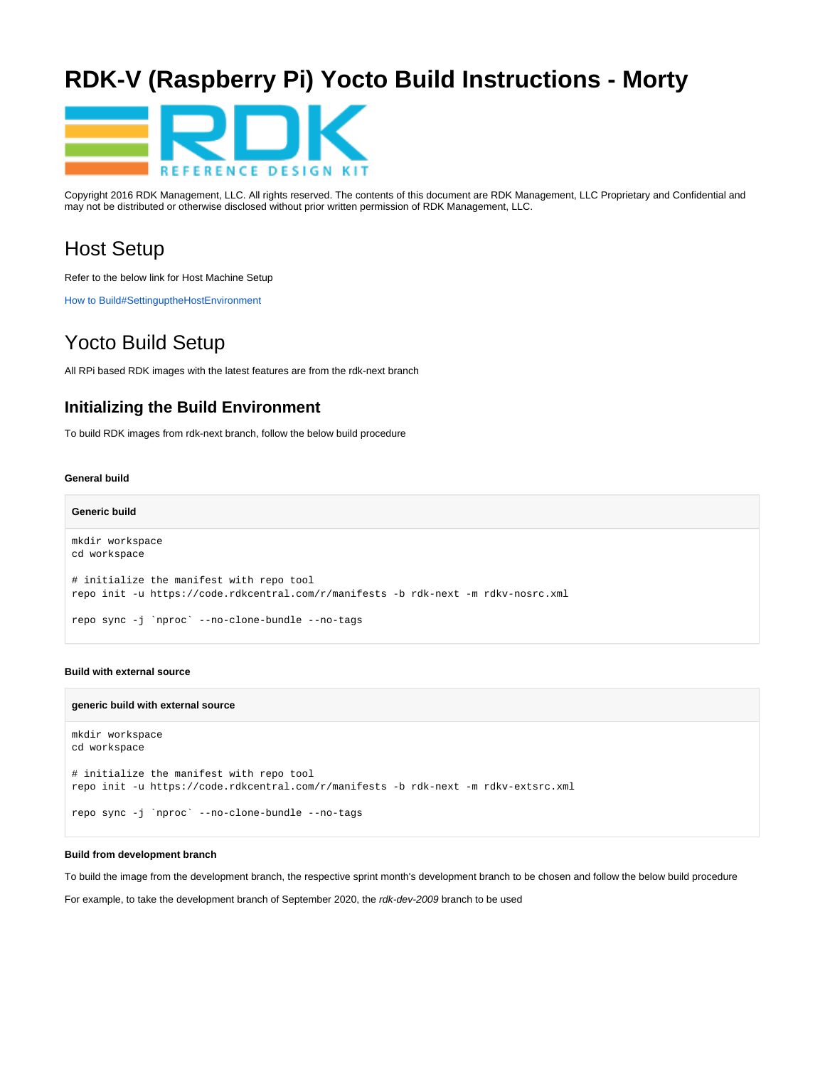# RDK-V (Raspberry Pi) Yocto Build Instructions - Morty

Copyright 2016 RDK Management, LLC. All rights reserved. The contents of this document are RDK Management, LLC Proprietary and Confidential and may not be distributed or otherwise disclosed without prior written permission of RDK Management, LLC.

## Host Setup

Refer to the below link for Host Machine Setup

How to Build#SettinguptheHostEnvironment

## Yocto Build Setup

All RPi based RDK images with the latest features are from the rdk-next branch

### Initializing the Build Environment

To build RDK images from rdk-next branch, follow the below build procedure

##### General build

**Generic build**

```
mkdir workspace
cd workspace

# initialize the manifest with repo tool
repo init -u https://code.rdkcentral.com/r/manifests -b rdk-next -m rdkv-nosrc.xml

repo sync -j `nproc` --no-clone-bundle --no-tags
```

##### Build with external source

**generic build with external source**

```
mkdir workspace
cd workspace

# initialize the manifest with repo tool
repo init -u https://code.rdkcentral.com/r/manifests -b rdk-next -m rdkv-extsrc.xml

repo sync -j `nproc` --no-clone-bundle --no-tags
```

##### Build from development branch

To build the image from the development branch, the respective sprint month's development branch to be chosen and follow the below build procedure

For example, to take the development branch of September 2020, the *rdk-dev-2009* branch to be used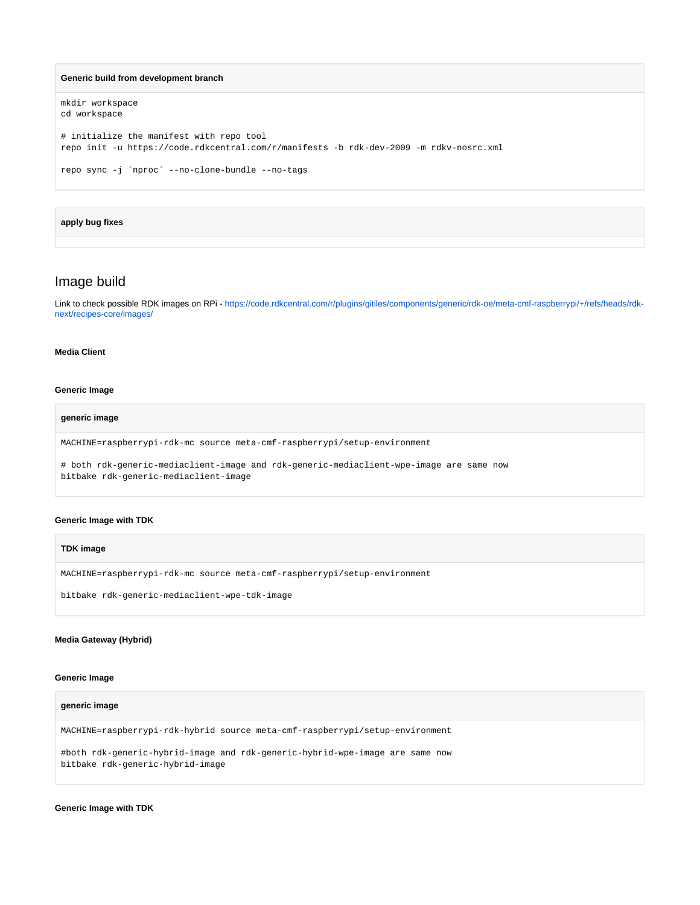**Generic build from development branch**

```
mkdir workspace
cd workspace

# initialize the manifest with repo tool
repo init -u https://code.rdkcentral.com/r/manifests -b rdk-dev-2009 -m rdkv-nosrc.xml

repo sync -j `nproc` --no-clone-bundle --no-tags
```

**apply bug fixes**

```
```

## Image build

Link to check possible RDK images on RPi - https://code.rdkcentral.com/r/plugins/gitiles/components/generic/rdk-oe/meta-cmf-raspberrypi/+/refs/heads/rdk-next/recipes-core/images/

#### Media Client

#### Generic Image

**generic image**

```
MACHINE=raspberrypi-rdk-mc source meta-cmf-raspberrypi/setup-environment

# both rdk-generic-mediaclient-image and rdk-generic-mediaclient-wpe-image are same now
bitbake rdk-generic-mediaclient-image
```

#### Generic Image with TDK

**TDK image**

```
MACHINE=raspberrypi-rdk-mc source meta-cmf-raspberrypi/setup-environment

bitbake rdk-generic-mediaclient-wpe-tdk-image
```

#### Media Gateway (Hybrid)

#### Generic Image

**generic image**

```
MACHINE=raspberrypi-rdk-hybrid source meta-cmf-raspberrypi/setup-environment

#both rdk-generic-hybrid-image and rdk-generic-hybrid-wpe-image are same now
bitbake rdk-generic-hybrid-image
```

#### Generic Image with TDK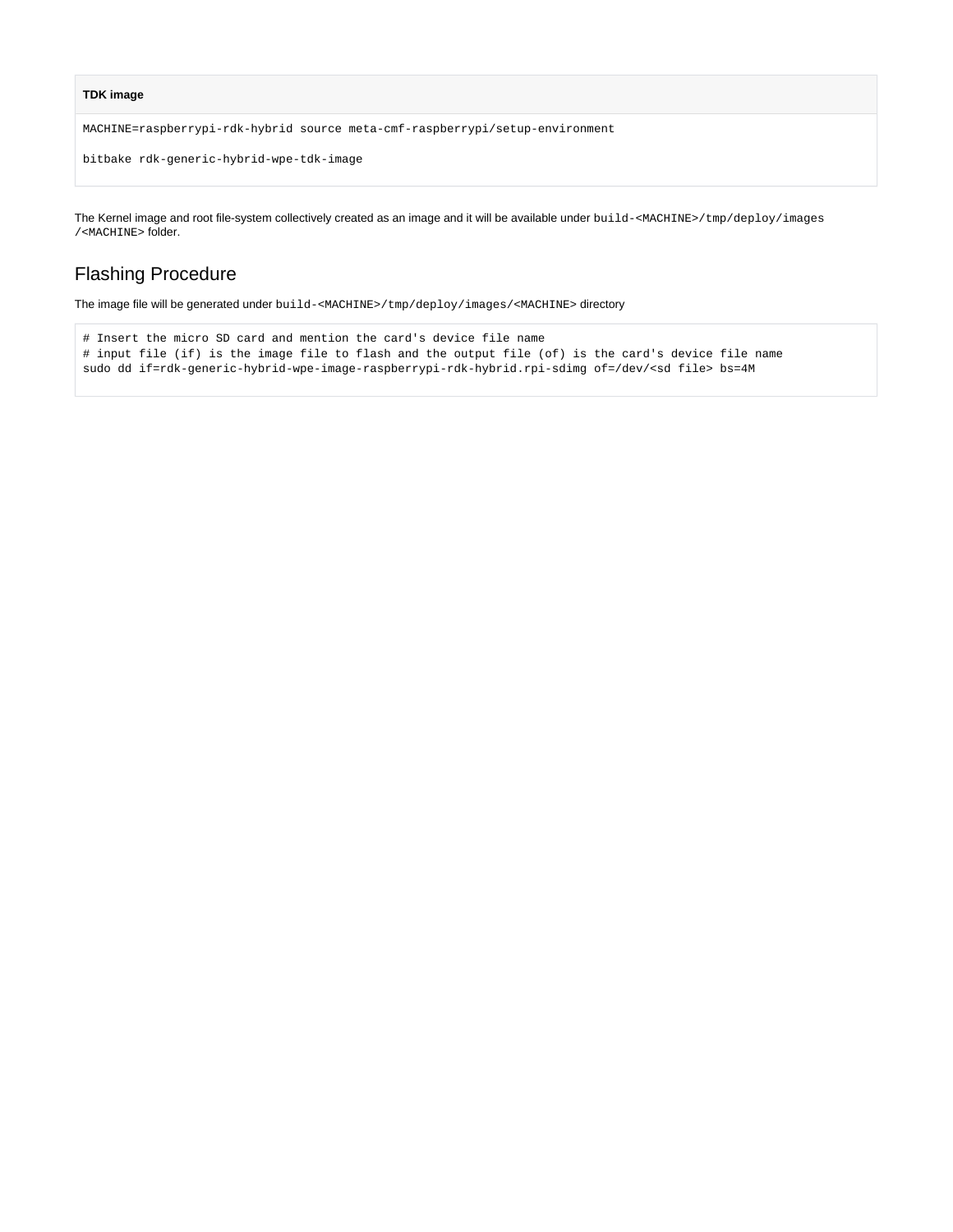**TDK image**

```
MACHINE=raspberrypi-rdk-hybrid source meta-cmf-raspberrypi/setup-environment

bitbake rdk-generic-hybrid-wpe-tdk-image
```

The Kernel image and root file-system collectively created as an image and it will be available under `build-<MACHINE>/tmp/deploy/images/<MACHINE>` folder.

## Flashing Procedure

The image file will be generated under `build-<MACHINE>/tmp/deploy/images/<MACHINE>` directory

```
# Insert the micro SD card and mention the card's device file name
# input file (if) is the image file to flash and the output file (of) is the card's device file name
sudo dd if=rdk-generic-hybrid-wpe-image-raspberrypi-rdk-hybrid.rpi-sdimg of=/dev/<sd file> bs=4M
```